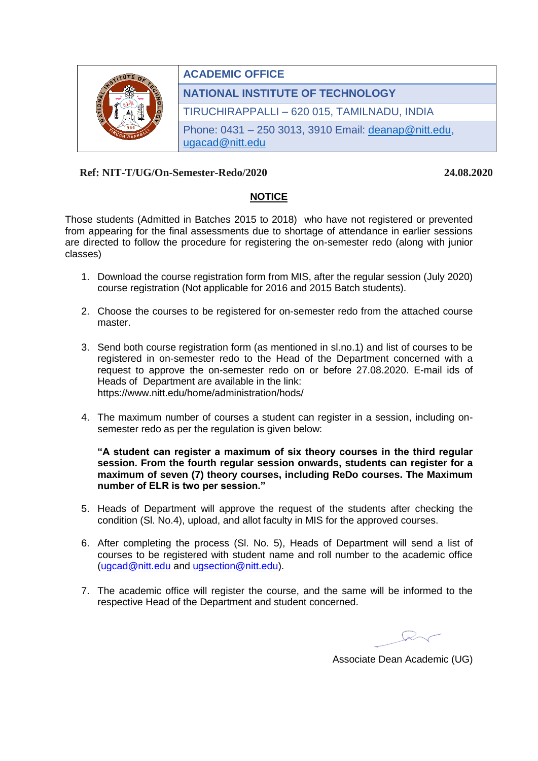| ACADEMIC OFFICE |
|---|
| NATIONAL INSTITUTE OF TECHNOLOGY |
| TIRUCHIRAPPALLI – 620 015, TAMILNADU, INDIA |
| Phone: 0431 – 250 3013, 3910 Email: deanap@nitt.edu, ugacad@nitt.edu |

**Ref: NIT-T/UG/On-Semester-Redo/2020** **24.08.2020**

## NOTICE

Those students (Admitted in Batches 2015 to 2018) who have not registered or prevented from appearing for the final assessments due to shortage of attendance in earlier sessions are directed to follow the procedure for registering the on-semester redo (along with junior classes)

1. Download the course registration form from MIS, after the regular session (July 2020) course registration (Not applicable for 2016 and 2015 Batch students).

2. Choose the courses to be registered for on-semester redo from the attached course master.

3. Send both course registration form (as mentioned in sl.no.1) and list of courses to be registered in on-semester redo to the Head of the Department concerned with a request to approve the on-semester redo on or before 27.08.2020. E-mail ids of Heads of Department are available in the link: https://www.nitt.edu/home/administration/hods/

4. The maximum number of courses a student can register in a session, including on-semester redo as per the regulation is given below:

   **"A student can register a maximum of six theory courses in the third regular session. From the fourth regular session onwards, students can register for a maximum of seven (7) theory courses, including ReDo courses. The Maximum number of ELR is two per session."**

5. Heads of Department will approve the request of the students after checking the condition (Sl. No.4), upload, and allot faculty in MIS for the approved courses.

6. After completing the process (Sl. No. 5), Heads of Department will send a list of courses to be registered with student name and roll number to the academic office (ugcad@nitt.edu and ugsection@nitt.edu).

7. The academic office will register the course, and the same will be informed to the respective Head of the Department and student concerned.

Associate Dean Academic (UG)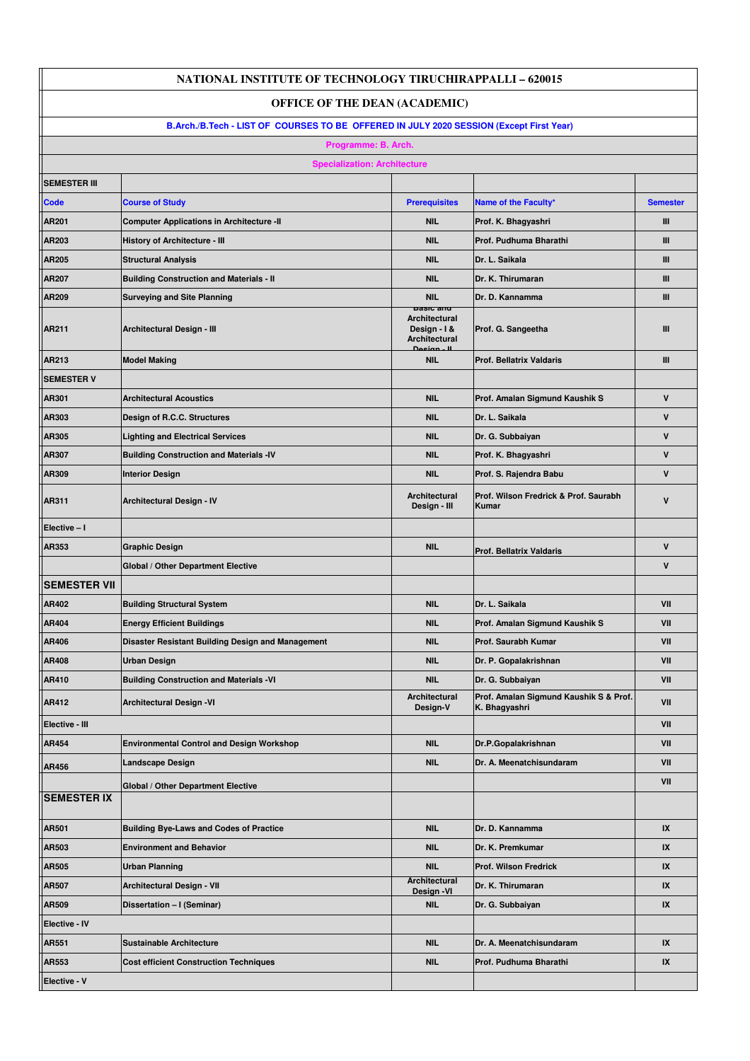# NATIONAL INSTITUTE OF TECHNOLOGY TIRUCHIRAPPALLI – 620015

## OFFICE OF THE DEAN (ACADEMIC)

### B.Arch./B.Tech - LIST OF COURSES TO BE OFFERED IN JULY 2020 SESSION (Except First Year)

**Programme: B. Arch.**

**Specialization: Architecture**

| Code | Course of Study | Prerequisites | Name of the Faculty* | Semester |
|---|---|---|---|---|
| **SEMESTER III** | | | | |
| AR201 | Computer Applications in Architecture -II | NIL | Prof. K. Bhagyashri | III |
| AR203 | History of Architecture - III | NIL | Prof. Pudhuma Bharathi | III |
| AR205 | Structural Analysis | NIL | Dr. L. Saikala | III |
| AR207 | Building Construction and Materials - II | NIL | Dr. K. Thirumaran | III |
| AR209 | Surveying and Site Planning | NIL | Dr. D. Kannamma | III |
| AR211 | Architectural Design - III | Basic and Architectural Design - I & Architectural Design - II | Prof. G. Sangeetha | III |
| AR213 | Model Making | NIL | Prof. Bellatrix Valdaris | III |
| **SEMESTER V** | | | | |
| AR301 | Architectural Acoustics | NIL | Prof. Amalan Sigmund Kaushik S | V |
| AR303 | Design of R.C.C. Structures | NIL | Dr. L. Saikala | V |
| AR305 | Lighting and Electrical Services | NIL | Dr. G. Subbaiyan | V |
| AR307 | Building Construction and Materials -IV | NIL | Prof. K. Bhagyashri | V |
| AR309 | Interior Design | NIL | Prof. S. Rajendra Babu | V |
| AR311 | Architectural Design - IV | Architectural Design - III | Prof. Wilson Fredrick & Prof. Saurabh Kumar | V |
| Elective – I | | | | |
| AR353 | Graphic Design | NIL | Prof. Bellatrix Valdaris | V |
| | Global / Other Department Elective | | | V |
| **SEMESTER VII** | | | | |
| AR402 | Building Structural System | NIL | Dr. L. Saikala | VII |
| AR404 | Energy Efficient Buildings | NIL | Prof. Amalan Sigmund Kaushik S | VII |
| AR406 | Disaster Resistant Building Design and Management | NIL | Prof. Saurabh Kumar | VII |
| AR408 | Urban Design | NIL | Dr. P. Gopalakrishnan | VII |
| AR410 | Building Construction and Materials -VI | NIL | Dr. G. Subbaiyan | VII |
| AR412 | Architectural Design -VI | Architectural Design-V | Prof. Amalan Sigmund Kaushik S & Prof. K. Bhagyashri | VII |
| Elective - III | | | | VII |
| AR454 | Environmental Control and Design Workshop | NIL | Dr.P.Gopalakrishnan | VII |
| AR456 | Landscape Design | NIL | Dr. A. Meenatchisundaram | VII |
| | Global / Other Department Elective | | | VII |
| **SEMESTER IX** | | | | |
| AR501 | Building Bye-Laws and Codes of Practice | NIL | Dr. D. Kannamma | IX |
| AR503 | Environment and Behavior | NIL | Dr. K. Premkumar | IX |
| AR505 | Urban Planning | NIL | Prof. Wilson Fredrick | IX |
| AR507 | Architectural Design - VII | Architectural Design -VI | Dr. K. Thirumaran | IX |
| AR509 | Dissertation – I (Seminar) | NIL | Dr. G. Subbaiyan | IX |
| Elective - IV | | | | |
| AR551 | Sustainable Architecture | NIL | Dr. A. Meenatchisundaram | IX |
| AR553 | Cost efficient Construction Techniques | NIL | Prof. Pudhuma Bharathi | IX |
| Elective - V | | | | |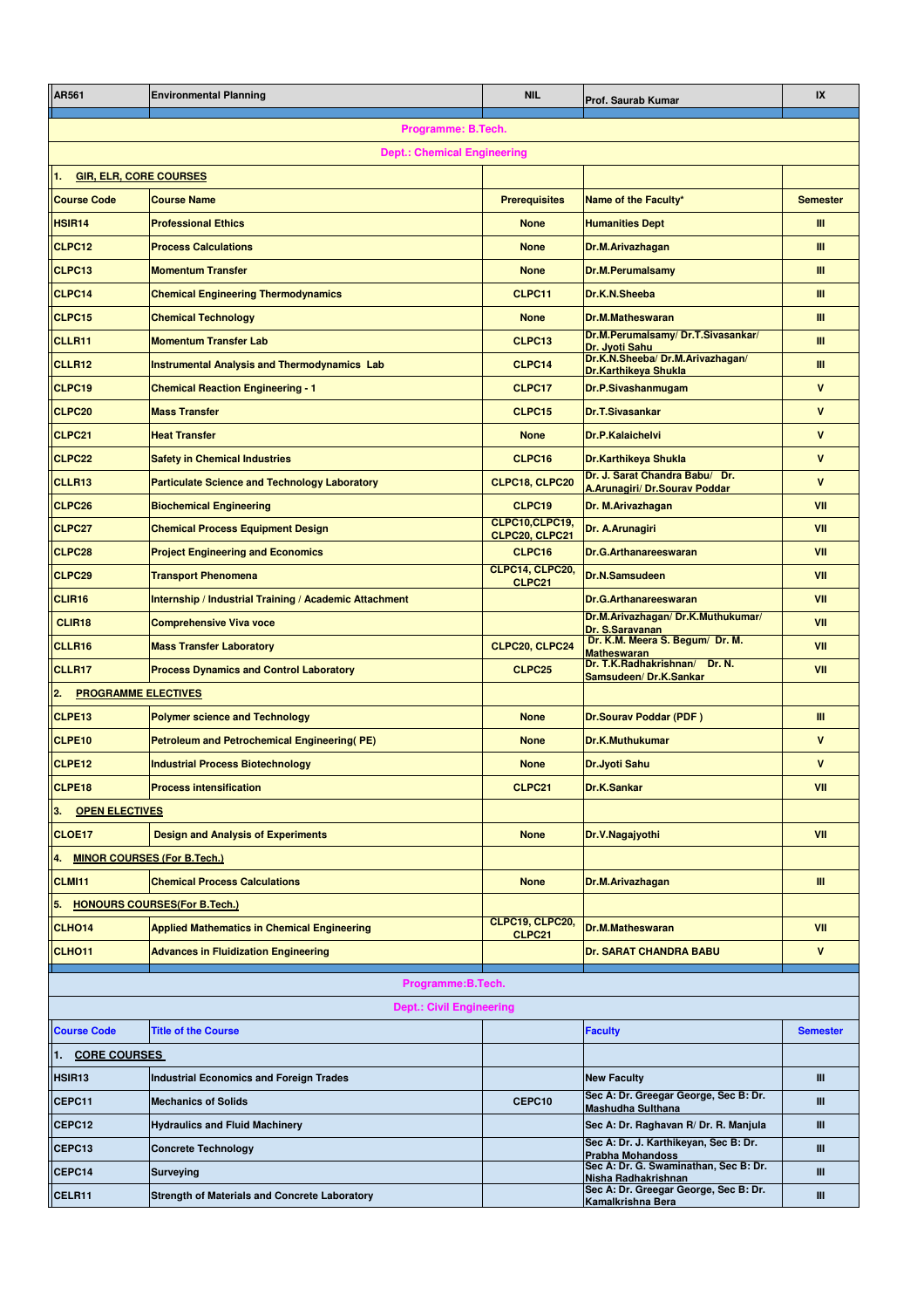| AR561 | Environmental Planning | NIL | Prof. Saurab Kumar | IX |
|---|---|---|---|---|

**Programme: B.Tech.**

**Dept.: Chemical Engineering**

| Course Code | Course Name | Prerequisites | Name of the Faculty* | Semester |
|---|---|---|---|---|
| **1. GIR, ELR, CORE COURSES** | | | | |
| HSIR14 | Professional Ethics | None | Humanities Dept | III |
| CLPC12 | Process Calculations | None | Dr.M.Arivazhagan | III |
| CLPC13 | Momentum Transfer | None | Dr.M.Perumalsamy | III |
| CLPC14 | Chemical Engineering Thermodynamics | CLPC11 | Dr.K.N.Sheeba | III |
| CLPC15 | Chemical Technology | None | Dr.M.Matheswaran | III |
| CLLR11 | Momentum Transfer Lab | CLPC13 | Dr.M.Perumalsamy/ Dr.T.Sivasankar/ Dr. Jyoti Sahu | III |
| CLLR12 | Instrumental Analysis and Thermodynamics Lab | CLPC14 | Dr.K.N.Sheeba/ Dr.M.Arivazhagan/ Dr.Karthikeya Shukla | III |
| CLPC19 | Chemical Reaction Engineering - 1 | CLPC17 | Dr.P.Sivashanmugam | V |
| CLPC20 | Mass Transfer | CLPC15 | Dr.T.Sivasankar | V |
| CLPC21 | Heat Transfer | None | Dr.P.Kalaichelvi | V |
| CLPC22 | Safety in Chemical Industries | CLPC16 | Dr.Karthikeya Shukla | V |
| CLLR13 | Particulate Science and Technology Laboratory | CLPC18, CLPC20 | Dr. J. Sarat Chandra Babu/ Dr. A.Arunagiri/ Dr.Sourav Poddar | V |
| CLPC26 | Biochemical Engineering | CLPC19 | Dr. M.Arivazhagan | VII |
| CLPC27 | Chemical Process Equipment Design | CLPC10,CLPC19, CLPC20, CLPC21 | Dr. A.Arunagiri | VII |
| CLPC28 | Project Engineering and Economics | CLPC16 | Dr.G.Arthanareeswaran | VII |
| CLPC29 | Transport Phenomena | CLPC14, CLPC20, CLPC21 | Dr.N.Samsudeen | VII |
| CLIR16 | Internship / Industrial Training / Academic Attachment | | Dr.G.Arthanareeswaran | VII |
| CLIR18 | Comprehensive Viva voce | | Dr.M.Arivazhagan/ Dr.K.Muthukumar/ Dr. S.Saravanan | VII |
| CLLR16 | Mass Transfer Laboratory | CLPC20, CLPC24 | Dr. K.M. Meera S. Begum/ Dr. M. Matheswaran | VII |
| CLLR17 | Process Dynamics and Control Laboratory | CLPC25 | Dr. T.K.Radhakrishnan/ Dr. N. Samsudeen/ Dr.K.Sankar | VII |
| **2. PROGRAMME ELECTIVES** | | | | |
| CLPE13 | Polymer science and Technology | None | Dr.Sourav Poddar (PDF ) | III |
| CLPE10 | Petroleum and Petrochemical Engineering( PE) | None | Dr.K.Muthukumar | V |
| CLPE12 | Industrial Process Biotechnology | None | Dr.Jyoti Sahu | V |
| CLPE18 | Process intensification | CLPC21 | Dr.K.Sankar | VII |
| **3. OPEN ELECTIVES** | | | | |
| CLOE17 | Design and Analysis of Experiments | None | Dr.V.Nagajyothi | VII |
| **4. MINOR COURSES (For B.Tech.)** | | | | |
| CLMI11 | Chemical Process Calculations | None | Dr.M.Arivazhagan | III |
| **5. HONOURS COURSES(For B.Tech.)** | | | | |
| CLHO14 | Applied Mathematics in Chemical Engineering | CLPC19, CLPC20, CLPC21 | Dr.M.Matheswaran | VII |
| CLHO11 | Advances in Fluidization Engineering | | Dr. SARAT CHANDRA BABU | V |

**Programme:B.Tech.**

**Dept.: Civil Engineering**

| Course Code | Title of the Course | | Faculty | Semester |
|---|---|---|---|---|
| **1. CORE COURSES** | | | | |
| HSIR13 | Industrial Economics and Foreign Trades | | New Faculty | III |
| CEPC11 | Mechanics of Solids | CEPC10 | Sec A: Dr. Greegar George, Sec B: Dr. Mashudha Sulthana | III |
| CEPC12 | Hydraulics and Fluid Machinery | | Sec A: Dr. Raghavan R/ Dr. R. Manjula | III |
| CEPC13 | Concrete Technology | | Sec A: Dr. J. Karthikeyan, Sec B: Dr. Prabha Mohandoss | III |
| CEPC14 | Surveying | | Sec A: Dr. G. Swaminathan, Sec B: Dr. Nisha Radhakrishnan | III |
| CELR11 | Strength of Materials and Concrete Laboratory | | Sec A: Dr. Greegar George, Sec B: Dr. Kamalkrishna Bera | III |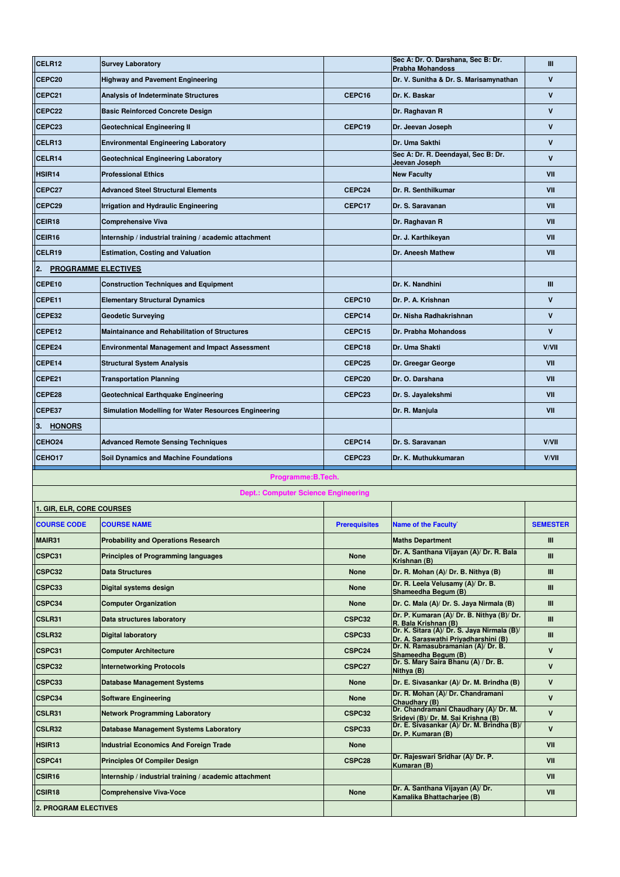| | | | | |
|---|---|---|---|---|
| CELR12 | Survey Laboratory | | Sec A: Dr. O. Darshana, Sec B: Dr. Prabha Mohandoss | III |
| CEPC20 | Highway and Pavement Engineering | | Dr. V. Sunitha & Dr. S. Marisamynathan | V |
| CEPC21 | Analysis of Indeterminate Structures | CEPC16 | Dr. K. Baskar | V |
| CEPC22 | Basic Reinforced Concrete Design | | Dr. Raghavan R | V |
| CEPC23 | Geotechnical Engineering II | CEPC19 | Dr. Jeevan Joseph | V |
| CELR13 | Environmental Engineering Laboratory | | Dr. Uma Sakthi | V |
| CELR14 | Geotechnical Engineering Laboratory | | Sec A: Dr. R. Deendayal, Sec B: Dr. Jeevan Joseph | V |
| HSIR14 | Professional Ethics | | New Faculty | VII |
| CEPC27 | Advanced Steel Structural Elements | CEPC24 | Dr. R. Senthilkumar | VII |
| CEPC29 | Irrigation and Hydraulic Engineering | CEPC17 | Dr. S. Saravanan | VII |
| CEIR18 | Comprehensive Viva | | Dr. Raghavan R | VII |
| CEIR16 | Internship / industrial training / academic attachment | | Dr. J. Karthikeyan | VII |
| CELR19 | Estimation, Costing and Valuation | | Dr. Aneesh Mathew | VII |
| 2. **PROGRAMME ELECTIVES** | | | | |
| CEPE10 | Construction Techniques and Equipment | | Dr. K. Nandhini | III |
| CEPE11 | Elementary Structural Dynamics | CEPC10 | Dr. P. A. Krishnan | V |
| CEPE32 | Geodetic Surveying | CEPC14 | Dr. Nisha Radhakrishnan | V |
| CEPE12 | Maintainance and Rehabilitation of Structures | CEPC15 | Dr. Prabha Mohandoss | V |
| CEPE24 | Environmental Management and Impact Assessment | CEPC18 | Dr. Uma Shakti | V/VII |
| CEPE14 | Structural System Analysis | CEPC25 | Dr. Greegar George | VII |
| CEPE21 | Transportation Planning | CEPC20 | Dr. O. Darshana | VII |
| CEPE28 | Geotechnical Earthquake Engineering | CEPC23 | Dr. S. Jayalekshmi | VII |
| CEPE37 | Simulation Modelling for Water Resources Engineering | | Dr. R. Manjula | VII |
| 3. **HONORS** | | | | |
| CEHO24 | Advanced Remote Sensing Techniques | CEPC14 | Dr. S. Saravanan | V/VII |
| CEHO17 | Soil Dynamics and Machine Foundations | CEPC23 | Dr. K. Muthukkumaran | V/VII |

**Programme:B.Tech.**

**Dept.: Computer Science Engineering**

**1. GIR, ELR, CORE COURSES**

| COURSE CODE | COURSE NAME | Prerequisites | Name of the Faculty` | SEMESTER |
|---|---|---|---|---|
| MAIR31 | Probability and Operations Research | | Maths Department | III |
| CSPC31 | Principles of Programming languages | None | Dr. A. Santhana Vijayan (A)/ Dr. R. Bala Krishnan (B) | III |
| CSPC32 | Data Structures | None | Dr. R. Mohan (A)/ Dr. B. Nithya (B) | III |
| CSPC33 | Digital systems design | None | Dr. R. Leela Velusamy (A)/ Dr. B. Shameedha Begum (B) | III |
| CSPC34 | Computer Organization | None | Dr. C. Mala (A)/ Dr. S. Jaya Nirmala (B) | III |
| CSLR31 | Data structures laboratory | CSPC32 | Dr. P. Kumaran (A)/ Dr. B. Nithya (B)/ Dr. R. Bala Krishnan (B) | III |
| CSLR32 | Digital laboratory | CSPC33 | Dr. K. Sitara (A)/ Dr. S. Jaya Nirmala (B)/ Dr. A. Saraswathi Priyadharshini (B) | III |
| CSPC31 | Computer Architecture | CSPC24 | Dr. N. Ramasubramanian (A)/ Dr. B. Shameedha Begum (B) | V |
| CSPC32 | Internetworking Protocols | CSPC27 | Dr. S. Mary Saira Bhanu (A) / Dr. B. Nithya (B) | V |
| CSPC33 | Database Management Systems | None | Dr. E. Sivasankar (A)/ Dr. M. Brindha (B) | V |
| CSPC34 | Software Engineering | None | Dr. R. Mohan (A)/ Dr. Chandramani Chaudhary (B) | V |
| CSLR31 | Network Programming Laboratory | CSPC32 | Dr. Chandramani Chaudhary (A)/ Dr. M. Sridevi (B)/ Dr. M. Sai Krishna (B) | V |
| CSLR32 | Database Management Systems Laboratory | CSPC33 | Dr. E. Sivasankar (A)/ Dr. M. Brindha (B)/ Dr. P. Kumaran (B) | V |
| HSIR13 | Industrial Economics And Foreign Trade | None | | VII |
| CSPC41 | Principles Of Compiler Design | CSPC28 | Dr. Rajeswari Sridhar (A)/ Dr. P. Kumaran (B) | VII |
| CSIR16 | Internship / industrial training / academic attachment | | | VII |
| CSIR18 | Comprehensive Viva-Voce | None | Dr. A. Santhana Vijayan (A)/ Dr. Kamalika Bhattacharjee (B) | VII |
| **2. PROGRAM ELECTIVES** | | | | |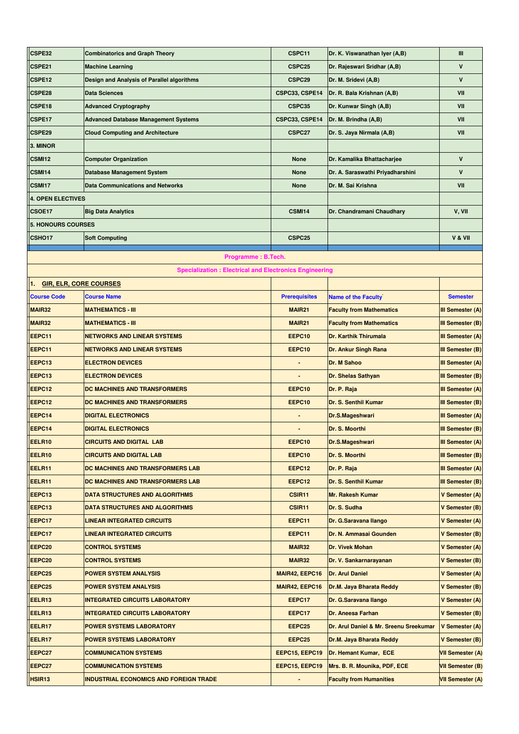| | | | | |
|---|---|---|---|---|
| CSPE32 | Combinatorics and Graph Theory | CSPC11 | Dr. K. Viswanathan Iyer (A,B) | III |
| CSPE21 | Machine Learning | CSPC25 | Dr. Rajeswari Sridhar (A,B) | V |
| CSPE12 | Design and Analysis of Parallel algorithms | CSPC29 | Dr. M. Sridevi (A,B) | V |
| CSPE28 | Data Sciences | CSPC33, CSPE14 | Dr. R. Bala Krishnan (A,B) | VII |
| CSPE18 | Advanced Cryptography | CSPC35 | Dr. Kunwar Singh (A,B) | VII |
| CSPE17 | Advanced Database Management Systems | CSPC33, CSPE14 | Dr. M. Brindha (A,B) | VII |
| CSPE29 | Cloud Computing and Architecture | CSPC27 | Dr. S. Jaya Nirmala (A,B) | VII |
| 3. MINOR | | | | |
| CSMI12 | Computer Organization | None | Dr. Kamalika Bhattacharjee | V |
| CSMI14 | Database Management System | None | Dr. A. Saraswathi Priyadharshini | V |
| CSMI17 | Data Communications and Networks | None | Dr. M. Sai Krishna | VII |
| 4. OPEN ELECTIVES | | | | |
| CSOE17 | Big Data Analytics | CSMI14 | Dr. Chandramani Chaudhary | V, VII |
| 5. HONOURS COURSES | | | | |
| CSHO17 | Soft Computing | CSPC25 | | V & VII |

**Programme : B.Tech.**

**Specialization : Electrical and Electronics Engineering**

1. **GIR, ELR, CORE COURSES**

| Course Code | Course Name | Prerequisites | Name of the Faculty | Semester |
|---|---|---|---|---|
| MAIR32 | MATHEMATICS - III | MAIR21 | Faculty from Mathematics | III Semester (A) |
| MAIR32 | MATHEMATICS - III | MAIR21 | Faculty from Mathematics | III Semester (B) |
| EEPC11 | NETWORKS AND LINEAR SYSTEMS | EEPC10 | Dr. Karthik Thirumala | III Semester (A) |
| EEPC11 | NETWORKS AND LINEAR SYSTEMS | EEPC10 | Dr. Ankur Singh Rana | III Semester (B) |
| EEPC13 | ELECTRON DEVICES | - | Dr. M Sahoo | III Semester (A) |
| EEPC13 | ELECTRON DEVICES | - | Dr. Shelas Sathyan | III Semester (B) |
| EEPC12 | DC MACHINES AND TRANSFORMERS | EEPC10 | Dr. P. Raja | III Semester (A) |
| EEPC12 | DC MACHINES AND TRANSFORMERS | EEPC10 | Dr. S. Senthil Kumar | III Semester (B) |
| EEPC14 | DIGITAL ELECTRONICS | - | Dr.S.Mageshwari | III Semester (A) |
| EEPC14 | DIGITAL ELECTRONICS | - | Dr. S. Moorthi | III Semester (B) |
| EELR10 | CIRCUITS AND DIGITAL LAB | EEPC10 | Dr.S.Mageshwari | III Semester (A) |
| EELR10 | CIRCUITS AND DIGITAL LAB | EEPC10 | Dr. S. Moorthi | III Semester (B) |
| EELR11 | DC MACHINES AND TRANSFORMERS LAB | EEPC12 | Dr. P. Raja | III Semester (A) |
| EELR11 | DC MACHINES AND TRANSFORMERS LAB | EEPC12 | Dr. S. Senthil Kumar | III Semester (B) |
| EEPC13 | DATA STRUCTURES AND ALGORITHMS | CSIR11 | Mr. Rakesh Kumar | V Semester (A) |
| EEPC13 | DATA STRUCTURES AND ALGORITHMS | CSIR11 | Dr. S. Sudha | V Semester (B) |
| EEPC17 | LINEAR INTEGRATED CIRCUITS | EEPC11 | Dr. G.Saravana Ilango | V Semester (A) |
| EEPC17 | LINEAR INTEGRATED CIRCUITS | EEPC11 | Dr. N. Ammasai Gounden | V Semester (B) |
| EEPC20 | CONTROL SYSTEMS | MAIR32 | Dr. Vivek Mohan | V Semester (A) |
| EEPC20 | CONTROL SYSTEMS | MAIR32 | Dr. V. Sankarnarayanan | V Semester (B) |
| EEPC25 | POWER SYSTEM ANALYSIS | MAIR42, EEPC16 | Dr. Arul Daniel | V Semester (A) |
| EEPC25 | POWER SYSTEM ANALYSIS | MAIR42, EEPC16 | Dr.M. Jaya Bharata Reddy | V Semester (B) |
| EELR13 | INTEGRATED CIRCUITS LABORATORY | EEPC17 | Dr. G.Saravana Ilango | V Semester (A) |
| EELR13 | INTEGRATED CIRCUITS LABORATORY | EEPC17 | Dr. Aneesa Farhan | V Semester (B) |
| EELR17 | POWER SYSTEMS LABORATORY | EEPC25 | Dr. Arul Daniel & Mr. Sreenu Sreekumar | V Semester (A) |
| EELR17 | POWER SYSTEMS LABORATORY | EEPC25 | Dr.M. Jaya Bharata Reddy | V Semester (B) |
| EEPC27 | COMMUNICATION SYSTEMS | EEPC15, EEPC19 | Dr. Hemant Kumar, ECE | VII Semester (A) |
| EEPC27 | COMMUNICATION SYSTEMS | EEPC15, EEPC19 | Mrs. B. R. Mounika, PDF, ECE | VII Semester (B) |
| HSIR13 | INDUSTRIAL ECONOMICS AND FOREIGN TRADE | - | Faculty from Humanities | VII Semester (A) |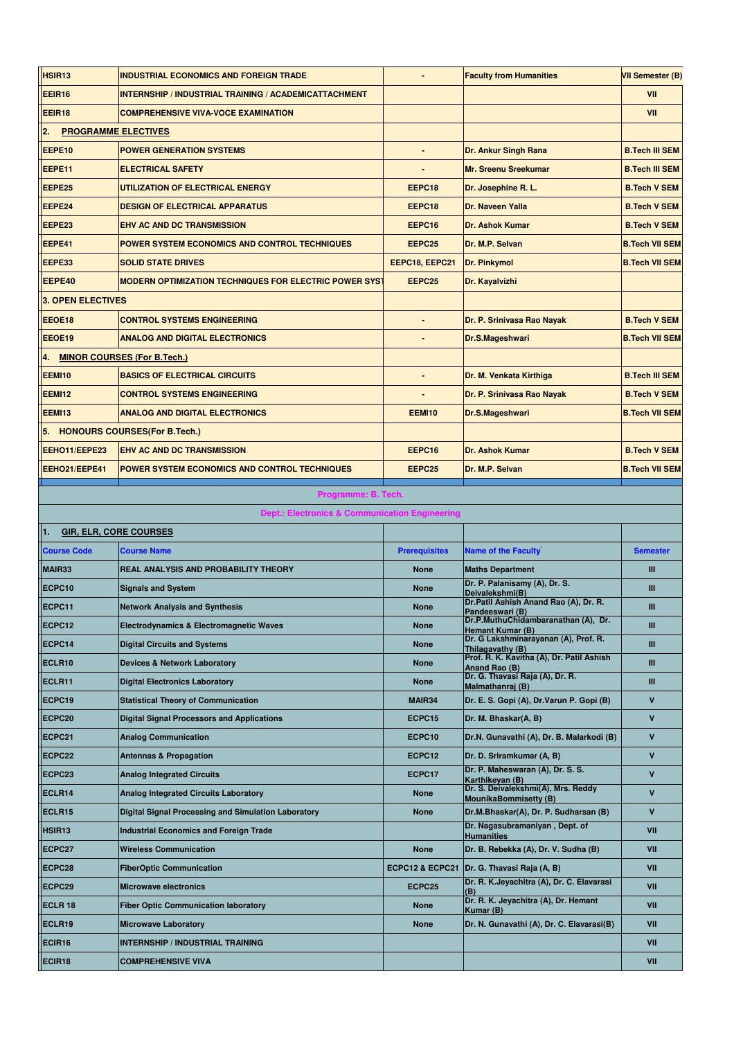| | | | | |
|---|---|---|---|---|
| HSIR13 | INDUSTRIAL ECONOMICS AND FOREIGN TRADE | - | Faculty from Humanities | VII Semester (B) |
| EEIR16 | INTERNSHIP / INDUSTRIAL TRAINING / ACADEMICATTACHMENT | | | VII |
| EEIR18 | COMPREHENSIVE VIVA-VOCE EXAMINATION | | | VII |
| 2. **PROGRAMME ELECTIVES** | | | | |
| EEPE10 | POWER GENERATION SYSTEMS | - | Dr. Ankur Singh Rana | B.Tech III SEM |
| EEPE11 | ELECTRICAL SAFETY | - | Mr. Sreenu Sreekumar | B.Tech III SEM |
| EEPE25 | UTILIZATION OF ELECTRICAL ENERGY | EEPC18 | Dr. Josephine R. L. | B.Tech V SEM |
| EEPE24 | DESIGN OF ELECTRICAL APPARATUS | EEPC18 | Dr. Naveen Yalla | B.Tech V SEM |
| EEPE23 | EHV AC AND DC TRANSMISSION | EEPC16 | Dr. Ashok Kumar | B.Tech V SEM |
| EEPE41 | POWER SYSTEM ECONOMICS AND CONTROL TECHNIQUES | EEPC25 | Dr. M.P. Selvan | B.Tech VII SEM |
| EEPE33 | SOLID STATE DRIVES | EEPC18, EEPC21 | Dr. Pinkymol | B.Tech VII SEM |
| EEPE40 | MODERN OPTIMIZATION TECHNIQUES FOR ELECTRIC POWER SYST | EEPC25 | Dr. Kayalvizhi | |
| 3. OPEN ELECTIVES | | | | |
| EEOE18 | CONTROL SYSTEMS ENGINEERING | - | Dr. P. Srinivasa Rao Nayak | B.Tech V SEM |
| EEOE19 | ANALOG AND DIGITAL ELECTRONICS | - | Dr.S.Mageshwari | B.Tech VII SEM |
| 4. **MINOR COURSES (For B.Tech.)** | | | | |
| EEMI10 | BASICS OF ELECTRICAL CIRCUITS | - | Dr. M. Venkata Kirthiga | B.Tech III SEM |
| EEMI12 | CONTROL SYSTEMS ENGINEERING | - | Dr. P. Srinivasa Rao Nayak | B.Tech V SEM |
| EEMI13 | ANALOG AND DIGITAL ELECTRONICS | EEMI10 | Dr.S.Mageshwari | B.Tech VII SEM |
| 5. HONOURS COURSES(For B.Tech.) | | | | |
| EEHO11/EEPE23 | EHV AC AND DC TRANSMISSION | EEPC16 | Dr. Ashok Kumar | B.Tech V SEM |
| EEHO21/EEPE41 | POWER SYSTEM ECONOMICS AND CONTROL TECHNIQUES | EEPC25 | Dr. M.P. Selvan | B.Tech VII SEM |

**Programme: B. Tech.**

**Dept.: Electronics & Communication Engineering**

1. **GIR, ELR, CORE COURSES**

| Course Code | Course Name | Prerequisites | Name of the Faculty` | Semester |
|---|---|---|---|---|
| MAIR33 | REAL ANALYSIS AND PROBABILITY THEORY | None | Maths Department | III |
| ECPC10 | Signals and System | None | Dr. P. Palanisamy (A), Dr. S. Deivalekshmi(B) | III |
| ECPC11 | Network Analysis and Synthesis | None | Dr.Patil Ashish Anand Rao (A), Dr. R. Pandeeswari (B) | III |
| ECPC12 | Electrodynamics & Electromagnetic Waves | None | Dr.P.MuthuChidambaranathan (A), Dr. Hemant Kumar (B) | III |
| ECPC14 | Digital Circuits and Systems | None | Dr. G Lakshminarayanan (A), Prof. R. Thilagavathy (B) | III |
| ECLR10 | Devices & Network Laboratory | None | Prof. R. K. Kavitha (A), Dr. Patil Ashish Anand Rao (B) | III |
| ECLR11 | Digital Electronics Laboratory | None | Dr. G. Thavasi Raja (A), Dr. R. Malmathanraj (B) | III |
| ECPC19 | Statistical Theory of Communication | MAIR34 | Dr. E. S. Gopi (A), Dr.Varun P. Gopi (B) | V |
| ECPC20 | Digital Signal Processors and Applications | ECPC15 | Dr. M. Bhaskar(A, B) | V |
| ECPC21 | Analog Communication | ECPC10 | Dr.N. Gunavathi (A), Dr. B. Malarkodi (B) | V |
| ECPC22 | Antennas & Propagation | ECPC12 | Dr. D. Sriramkumar (A, B) | V |
| ECPC23 | Analog Integrated Circuits | ECPC17 | Dr. P. Maheswaran (A), Dr. S. S. Karthikeyan (B) | V |
| ECLR14 | Analog Integrated Circuits Laboratory | None | Dr. S. Deivalekshmi(A), Mrs. Reddy MounikaBommisetty (B) | V |
| ECLR15 | Digital Signal Processing and Simulation Laboratory | None | Dr.M.Bhaskar(A), Dr. P. Sudharsan (B) | V |
| HSIR13 | Industrial Economics and Foreign Trade | | Dr. Nagasubramaniyan , Dept. of Humanities | VII |
| ECPC27 | Wireless Communication | None | Dr. B. Rebekka (A), Dr. V. Sudha (B) | VII |
| ECPC28 | FiberOptic Communication | ECPC12 & ECPC21 | Dr. G. Thavasi Raja (A, B) | VII |
| ECPC29 | Microwave electronics | ECPC25 | Dr. R. K.Jeyachitra (A), Dr. C. Elavarasi (B) | VII |
| ECLR 18 | Fiber Optic Communication laboratory | None | Dr. R. K. Jeyachitra (A), Dr. Hemant Kumar (B) | VII |
| ECLR19 | Microwave Laboratory | None | Dr. N. Gunavathi (A), Dr. C. Elavarasi(B) | VII |
| ECIR16 | INTERNSHIP / INDUSTRIAL TRAINING | | | VII |
| ECIR18 | COMPREHENSIVE VIVA | | | VII |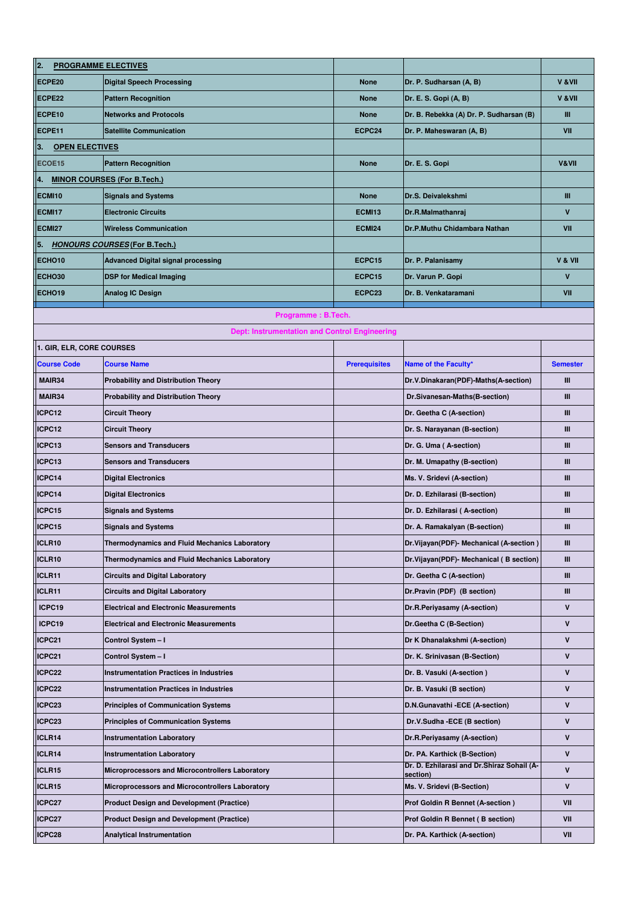| 2. **PROGRAMME ELECTIVES** | | | | |
|---|---|---|---|---|
| ECPE20 | Digital Speech Processing | None | Dr. P. Sudharsan (A, B) | V &VII |
| ECPE22 | Pattern Recognition | None | Dr. E. S. Gopi (A, B) | V &VII |
| ECPE10 | Networks and Protocols | None | Dr. B. Rebekka (A) Dr. P. Sudharsan (B) | III |
| ECPE11 | Satellite Communication | ECPC24 | Dr. P. Maheswaran (A, B) | VII |
| 3. **OPEN ELECTIVES** | | | | |
| ECOE15 | Pattern Recognition | None | Dr. E. S. Gopi | V&VII |
| 4. **MINOR COURSES (For B.Tech.)** | | | | |
| ECMI10 | Signals and Systems | None | Dr.S. Deivalekshmi | III |
| ECMI17 | Electronic Circuits | ECMI13 | Dr.R.Malmathanraj | V |
| ECMI27 | Wireless Communication | ECMI24 | Dr.P.Muthu Chidambara Nathan | VII |
| 5. ***HONOURS COURSES* (For B.Tech.)** | | | | |
| ECHO10 | Advanced Digital signal processing | ECPC15 | Dr. P. Palanisamy | V & VII |
| ECHO30 | DSP for Medical Imaging | ECPC15 | Dr. Varun P. Gopi | V |
| ECHO19 | Analog IC Design | ECPC23 | Dr. B. Venkataramani | VII |

**Programme : B.Tech.**

**Dept: Instrumentation and Control Engineering**

| 1. GIR, ELR, CORE COURSES | | | | |
|---|---|---|---|---|
| **Course Code** | **Course Name** | **Prerequisites** | **Name of the Faculty*** | **Semester** |
| MAIR34 | Probability and Distribution Theory | | Dr.V.Dinakaran(PDF)-Maths(A-section) | III |
| MAIR34 | Probability and Distribution Theory | | Dr.Sivanesan-Maths(B-section) | III |
| ICPC12 | Circuit Theory | | Dr. Geetha C (A-section) | III |
| ICPC12 | Circuit Theory | | Dr. S. Narayanan (B-section) | III |
| ICPC13 | Sensors and Transducers | | Dr. G. Uma ( A-section) | III |
| ICPC13 | Sensors and Transducers | | Dr. M. Umapathy (B-section) | III |
| ICPC14 | Digital Electronics | | Ms. V. Sridevi (A-section) | III |
| ICPC14 | Digital Electronics | | Dr. D. Ezhilarasi (B-section) | III |
| ICPC15 | Signals and Systems | | Dr. D. Ezhilarasi ( A-section) | III |
| ICPC15 | Signals and Systems | | Dr. A. Ramakalyan (B-section) | III |
| ICLR10 | Thermodynamics and Fluid Mechanics Laboratory | | Dr.Vijayan(PDF)- Mechanical (A-section ) | III |
| ICLR10 | Thermodynamics and Fluid Mechanics Laboratory | | Dr.Vijayan(PDF)- Mechanical ( B section) | III |
| ICLR11 | Circuits and Digital Laboratory | | Dr. Geetha C (A-section) | III |
| ICLR11 | Circuits and Digital Laboratory | | Dr.Pravin (PDF) (B section) | III |
| ICPC19 | Electrical and Electronic Measurements | | Dr.R.Periyasamy (A-section) | V |
| ICPC19 | Electrical and Electronic Measurements | | Dr.Geetha C (B-Section) | V |
| ICPC21 | Control System – I | | Dr K Dhanalakshmi (A-section) | V |
| ICPC21 | Control System – I | | Dr. K. Srinivasan (B-Section) | V |
| ICPC22 | Instrumentation Practices in Industries | | Dr. B. Vasuki (A-section ) | V |
| ICPC22 | Instrumentation Practices in Industries | | Dr. B. Vasuki (B section) | V |
| ICPC23 | Principles of Communication Systems | | D.N.Gunavathi -ECE (A-section) | V |
| ICPC23 | Principles of Communication Systems | | Dr.V.Sudha -ECE (B section) | V |
| ICLR14 | Instrumentation Laboratory | | Dr.R.Periyasamy (A-section) | V |
| ICLR14 | Instrumentation Laboratory | | Dr. PA. Karthick (B-Section) | V |
| ICLR15 | Microprocessors and Microcontrollers Laboratory | | Dr. D. Ezhilarasi and Dr.Shiraz Sohail (A-section) | V |
| ICLR15 | Microprocessors and Microcontrollers Laboratory | | Ms. V. Sridevi (B-Section) | V |
| ICPC27 | Product Design and Development (Practice) | | Prof Goldin R Bennet (A-section ) | VII |
| ICPC27 | Product Design and Development (Practice) | | Prof Goldin R Bennet ( B section) | VII |
| ICPC28 | Analytical Instrumentation | | Dr. PA. Karthick (A-section) | VII |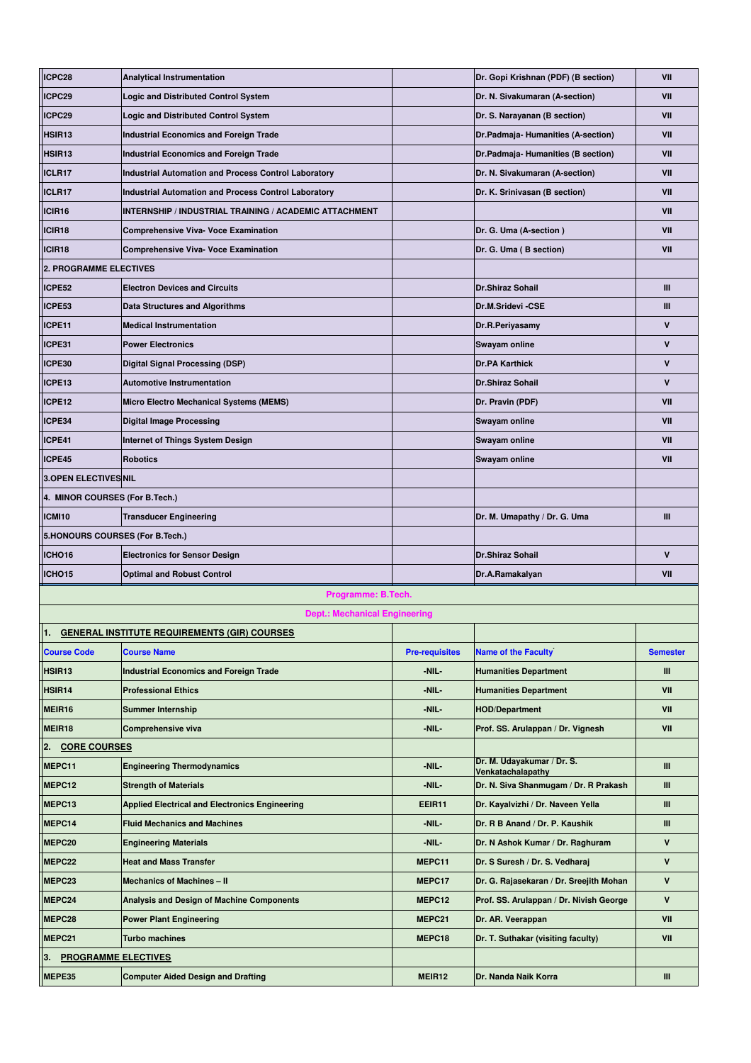| | | | | |
|---|---|---|---|---|
| ICPC28 | Analytical Instrumentation | | Dr. Gopi Krishnan (PDF) (B section) | VII |
| ICPC29 | Logic and Distributed Control System | | Dr. N. Sivakumaran (A-section) | VII |
| ICPC29 | Logic and Distributed Control System | | Dr. S. Narayanan (B section) | VII |
| HSIR13 | Industrial Economics and Foreign Trade | | Dr.Padmaja- Humanities (A-section) | VII |
| HSIR13 | Industrial Economics and Foreign Trade | | Dr.Padmaja- Humanities (B section) | VII |
| ICLR17 | Industrial Automation and Process Control Laboratory | | Dr. N. Sivakumaran (A-section) | VII |
| ICLR17 | Industrial Automation and Process Control Laboratory | | Dr. K. Srinivasan (B section) | VII |
| ICIR16 | INTERNSHIP / INDUSTRIAL TRAINING / ACADEMIC ATTACHMENT | | | VII |
| ICIR18 | Comprehensive Viva- Voce Examination | | Dr. G. Uma (A-section ) | VII |
| ICIR18 | Comprehensive Viva- Voce Examination | | Dr. G. Uma ( B section) | VII |
| **2. PROGRAMME ELECTIVES** | | | | |
| ICPE52 | Electron Devices and Circuits | | Dr.Shiraz Sohail | III |
| ICPE53 | Data Structures and Algorithms | | Dr.M.Sridevi -CSE | III |
| ICPE11 | Medical Instrumentation | | Dr.R.Periyasamy | V |
| ICPE31 | Power Electronics | | Swayam online | V |
| ICPE30 | Digital Signal Processing (DSP) | | Dr.PA Karthick | V |
| ICPE13 | Automotive Instrumentation | | Dr.Shiraz Sohail | V |
| ICPE12 | Micro Electro Mechanical Systems (MEMS) | | Dr. Pravin (PDF) | VII |
| ICPE34 | Digital Image Processing | | Swayam online | VII |
| ICPE41 | Internet of Things System Design | | Swayam online | VII |
| ICPE45 | Robotics | | Swayam online | VII |
| **3.OPEN ELECTIVES** | NIL | | | |
| **4. MINOR COURSES (For B.Tech.)** | | | | |
| ICMI10 | Transducer Engineering | | Dr. M. Umapathy / Dr. G. Uma | III |
| **5.HONOURS COURSES (For B.Tech.)** | | | | |
| ICHO16 | Electronics for Sensor Design | | Dr.Shiraz Sohail | V |
| ICHO15 | Optimal and Robust Control | | Dr.A.Ramakalyan | VII |

**Programme: B.Tech.**

**Dept.: Mechanical Engineering**

**1. GENERAL INSTITUTE REQUIREMENTS (GIR) COURSES**

| Course Code | Course Name | Pre-requisites | Name of the Faculty | Semester |
|---|---|---|---|---|
| HSIR13 | Industrial Economics and Foreign Trade | -NIL- | Humanities Department | III |
| HSIR14 | Professional Ethics | -NIL- | Humanities Department | VII |
| MEIR16 | Summer Internship | -NIL- | HOD/Department | VII |
| MEIR18 | Comprehensive viva | -NIL- | Prof. SS. Arulappan / Dr. Vignesh | VII |
| **2. CORE COURSES** | | | | |
| MEPC11 | Engineering Thermodynamics | -NIL- | Dr. M. Udayakumar / Dr. S. Venkatachalapathy | III |
| MEPC12 | Strength of Materials | -NIL- | Dr. N. Siva Shanmugam / Dr. R Prakash | III |
| MEPC13 | Applied Electrical and Electronics Engineering | EEIR11 | Dr. Kayalvizhi / Dr. Naveen Yella | III |
| MEPC14 | Fluid Mechanics and Machines | -NIL- | Dr. R B Anand / Dr. P. Kaushik | III |
| MEPC20 | Engineering Materials | -NIL- | Dr. N Ashok Kumar / Dr. Raghuram | V |
| MEPC22 | Heat and Mass Transfer | MEPC11 | Dr. S Suresh / Dr. S. Vedharaj | V |
| MEPC23 | Mechanics of Machines – II | MEPC17 | Dr. G. Rajasekaran / Dr. Sreejith Mohan | V |
| MEPC24 | Analysis and Design of Machine Components | MEPC12 | Prof. SS. Arulappan / Dr. Nivish George | V |
| MEPC28 | Power Plant Engineering | MEPC21 | Dr. AR. Veerappan | VII |
| MEPC21 | Turbo machines | MEPC18 | Dr. T. Suthakar (visiting faculty) | VII |
| **3. PROGRAMME ELECTIVES** | | | | |
| MEPE35 | Computer Aided Design and Drafting | MEIR12 | Dr. Nanda Naik Korra | III |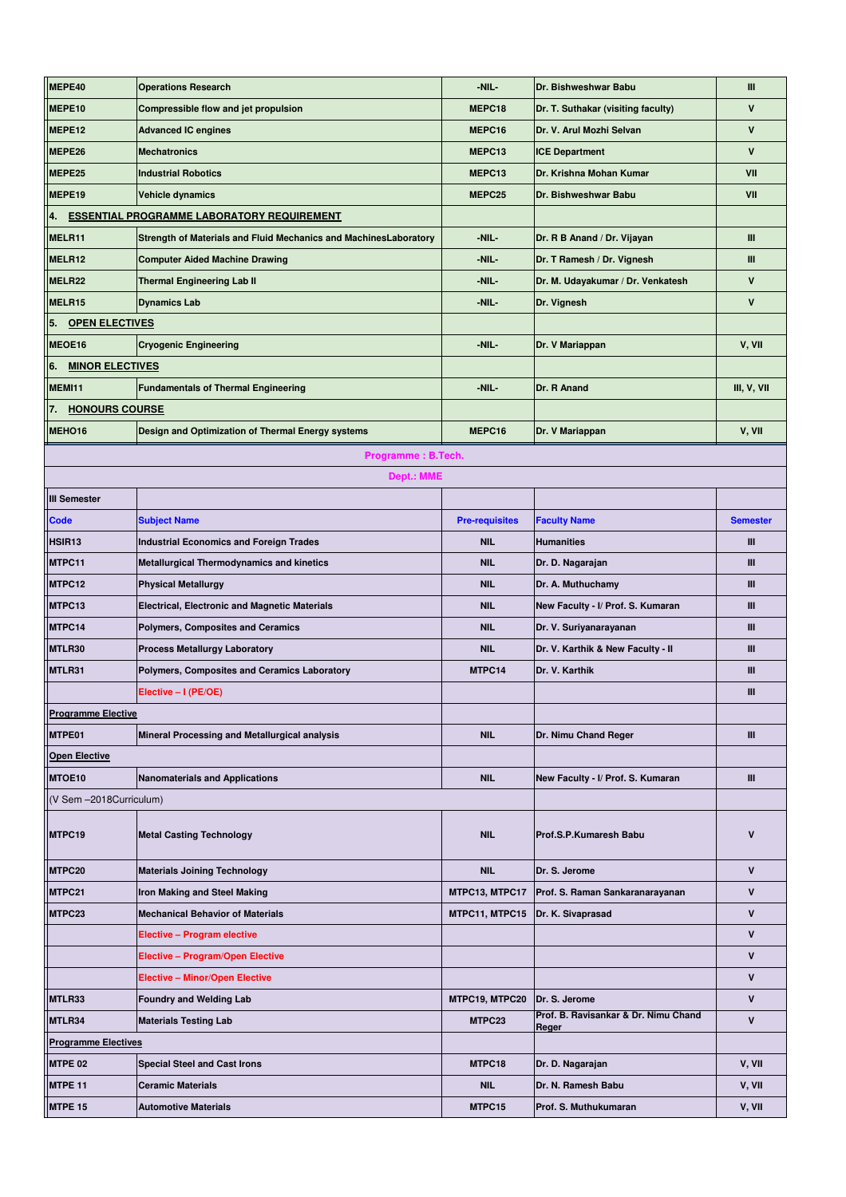| | | | | |
|---|---|---|---|---|
| MEPE40 | Operations Research | -NIL- | Dr. Bishweshwar Babu | III |
| MEPE10 | Compressible flow and jet propulsion | MEPC18 | Dr. T. Suthakar (visiting faculty) | V |
| MEPE12 | Advanced IC engines | MEPC16 | Dr. V. Arul Mozhi Selvan | V |
| MEPE26 | Mechatronics | MEPC13 | ICE Department | V |
| MEPE25 | Industrial Robotics | MEPC13 | Dr. Krishna Mohan Kumar | VII |
| MEPE19 | Vehicle dynamics | MEPC25 | Dr. Bishweshwar Babu | VII |
| **4. ESSENTIAL PROGRAMME LABORATORY REQUIREMENT** | | | | |
| MELR11 | Strength of Materials and Fluid Mechanics and MachinesLaboratory | -NIL- | Dr. R B Anand / Dr. Vijayan | III |
| MELR12 | Computer Aided Machine Drawing | -NIL- | Dr. T Ramesh / Dr. Vignesh | III |
| MELR22 | Thermal Engineering Lab II | -NIL- | Dr. M. Udayakumar / Dr. Venkatesh | V |
| MELR15 | Dynamics Lab | -NIL- | Dr. Vignesh | V |
| **5. OPEN ELECTIVES** | | | | |
| MEOE16 | Cryogenic Engineering | -NIL- | Dr. V Mariappan | V, VII |
| **6. MINOR ELECTIVES** | | | | |
| MEMI11 | Fundamentals of Thermal Engineering | -NIL- | Dr. R Anand | III, V, VII |
| **7. HONOURS COURSE** | | | | |
| MEHO16 | Design and Optimization of Thermal Energy systems | MEPC16 | Dr. V Mariappan | V, VII |

**Programme : B.Tech.**

**Dept.: MME**

| III Semester | | | | |
|---|---|---|---|---|
| **Code** | **Subject Name** | **Pre-requisites** | **Faculty Name** | **Semester** |
| HSIR13 | Industrial Economics and Foreign Trades | NIL | Humanities | III |
| MTPC11 | Metallurgical Thermodynamics and kinetics | NIL | Dr. D. Nagarajan | III |
| MTPC12 | Physical Metallurgy | NIL | Dr. A. Muthuchamy | III |
| MTPC13 | Electrical, Electronic and Magnetic Materials | NIL | New Faculty - I/ Prof. S. Kumaran | III |
| MTPC14 | Polymers, Composites and Ceramics | NIL | Dr. V. Suriyanarayanan | III |
| MTLR30 | Process Metallurgy Laboratory | NIL | Dr. V. Karthik & New Faculty - II | III |
| MTLR31 | Polymers, Composites and Ceramics Laboratory | MTPC14 | Dr. V. Karthik | III |
| | Elective – I (PE/OE) | | | III |
| Programme Elective | | | | |
| MTPE01 | Mineral Processing and Metallurgical analysis | NIL | Dr. Nimu Chand Reger | III |
| Open Elective | | | | |
| MTOE10 | Nanomaterials and Applications | NIL | New Faculty - I/ Prof. S. Kumaran | III |
| (V Sem –2018Curriculum) | | | | |
| MTPC19 | Metal Casting Technology | NIL | Prof.S.P.Kumaresh Babu | V |
| MTPC20 | Materials Joining Technology | NIL | Dr. S. Jerome | V |
| MTPC21 | Iron Making and Steel Making | MTPC13, MTPC17 | Prof. S. Raman Sankaranarayanan | V |
| MTPC23 | Mechanical Behavior of Materials | MTPC11, MTPC15 | Dr. K. Sivaprasad | V |
| | Elective – Program elective | | | V |
| | Elective – Program/Open Elective | | | V |
| | Elective – Minor/Open Elective | | | V |
| MTLR33 | Foundry and Welding Lab | MTPC19, MTPC20 | Dr. S. Jerome | V |
| MTLR34 | Materials Testing Lab | MTPC23 | Prof. B. Ravisankar & Dr. Nimu Chand Reger | V |
| Programme Electives | | | | |
| MTPE 02 | Special Steel and Cast Irons | MTPC18 | Dr. D. Nagarajan | V, VII |
| MTPE 11 | Ceramic Materials | NIL | Dr. N. Ramesh Babu | V, VII |
| MTPE 15 | Automotive Materials | MTPC15 | Prof. S. Muthukumaran | V, VII |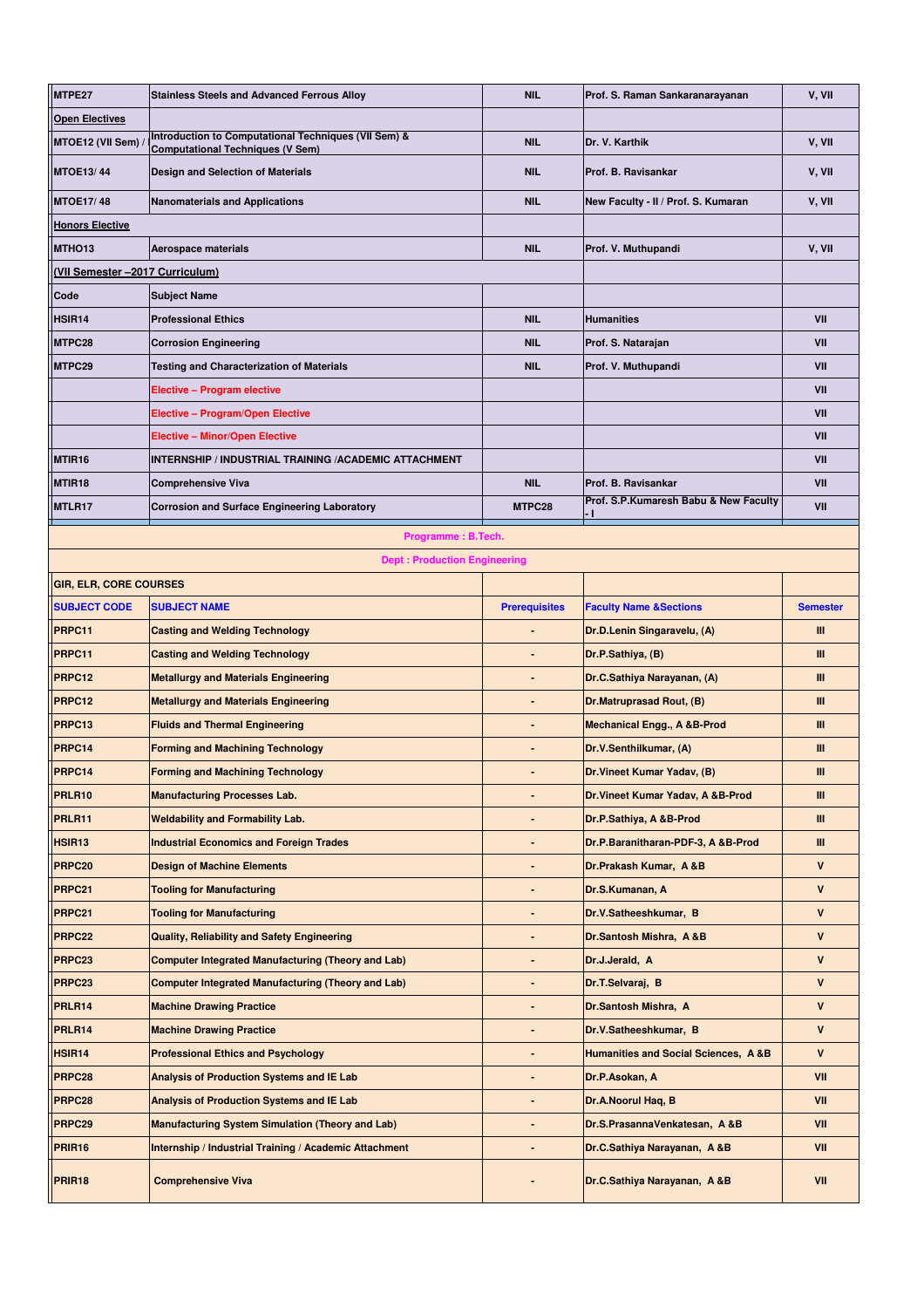| | | | | |
|---|---|---|---|---|
| MTPE27 | Stainless Steels and Advanced Ferrous Alloy | NIL | Prof. S. Raman Sankaranarayanan | V, VII |
| Open Electives | | | | |
| MTOE12 (VII Sem) / | Introduction to Computational Techniques (VII Sem) & Computational Techniques (V Sem) | NIL | Dr. V. Karthik | V, VII |
| MTOE13/ 44 | Design and Selection of Materials | NIL | Prof. B. Ravisankar | V, VII |
| MTOE17/ 48 | Nanomaterials and Applications | NIL | New Faculty - II / Prof. S. Kumaran | V, VII |
| Honors Elective | | | | |
| MTHO13 | Aerospace materials | NIL | Prof. V. Muthupandi | V, VII |
| (VII Semester –2017 Curriculum) | | | | |
| Code | Subject Name | | | |
| HSIR14 | Professional Ethics | NIL | Humanities | VII |
| MTPC28 | Corrosion Engineering | NIL | Prof. S. Natarajan | VII |
| MTPC29 | Testing and Characterization of Materials | NIL | Prof. V. Muthupandi | VII |
| | Elective – Program elective | | | VII |
| | Elective – Program/Open Elective | | | VII |
| | Elective – Minor/Open Elective | | | VII |
| MTIR16 | INTERNSHIP / INDUSTRIAL TRAINING /ACADEMIC ATTACHMENT | | | VII |
| MTIR18 | Comprehensive Viva | NIL | Prof. B. Ravisankar | VII |
| MTLR17 | Corrosion and Surface Engineering Laboratory | MTPC28 | Prof. S.P.Kumaresh Babu & New Faculty - I | VII |

**Programme : B.Tech.**

**Dept : Production Engineering**

| GIR, ELR, CORE COURSES | | | | |
|---|---|---|---|---|
| SUBJECT CODE | SUBJECT NAME | Prerequisites | Faculty Name &Sections | Semester |
| PRPC11 | Casting and Welding Technology | - | Dr.D.Lenin Singaravelu, (A) | III |
| PRPC11 | Casting and Welding Technology | - | Dr.P.Sathiya, (B) | III |
| PRPC12 | Metallurgy and Materials Engineering | - | Dr.C.Sathiya Narayanan, (A) | III |
| PRPC12 | Metallurgy and Materials Engineering | - | Dr.Matruprasad Rout, (B) | III |
| PRPC13 | Fluids and Thermal Engineering | - | Mechanical Engg., A &B-Prod | III |
| PRPC14 | Forming and Machining Technology | - | Dr.V.Senthilkumar, (A) | III |
| PRPC14 | Forming and Machining Technology | - | Dr.Vineet Kumar Yadav, (B) | III |
| PRLR10 | Manufacturing Processes Lab. | - | Dr.Vineet Kumar Yadav, A &B-Prod | III |
| PRLR11 | Weldability and Formability Lab. | - | Dr.P.Sathiya, A &B-Prod | III |
| HSIR13 | Industrial Economics and Foreign Trades | - | Dr.P.Baranitharan-PDF-3, A &B-Prod | III |
| PRPC20 | Design of Machine Elements | - | Dr.Prakash Kumar, A &B | V |
| PRPC21 | Tooling for Manufacturing | - | Dr.S.Kumanan, A | V |
| PRPC21 | Tooling for Manufacturing | - | Dr.V.Satheeshkumar, B | V |
| PRPC22 | Quality, Reliability and Safety Engineering | - | Dr.Santosh Mishra, A &B | V |
| PRPC23 | Computer Integrated Manufacturing (Theory and Lab) | - | Dr.J.Jerald, A | V |
| PRPC23 | Computer Integrated Manufacturing (Theory and Lab) | - | Dr.T.Selvaraj, B | V |
| PRLR14 | Machine Drawing Practice | - | Dr.Santosh Mishra, A | V |
| PRLR14 | Machine Drawing Practice | - | Dr.V.Satheeshkumar, B | V |
| HSIR14 | Professional Ethics and Psychology | - | Humanities and Social Sciences, A &B | V |
| PRPC28 | Analysis of Production Systems and IE Lab | - | Dr.P.Asokan, A | VII |
| PRPC28 | Analysis of Production Systems and IE Lab | - | Dr.A.Noorul Haq, B | VII |
| PRPC29 | Manufacturing System Simulation (Theory and Lab) | - | Dr.S.PrasannaVenkatesan, A &B | VII |
| PRIR16 | Internship / Industrial Training / Academic Attachment | - | Dr.C.Sathiya Narayanan, A &B | VII |
| PRIR18 | Comprehensive Viva | - | Dr.C.Sathiya Narayanan, A &B | VII |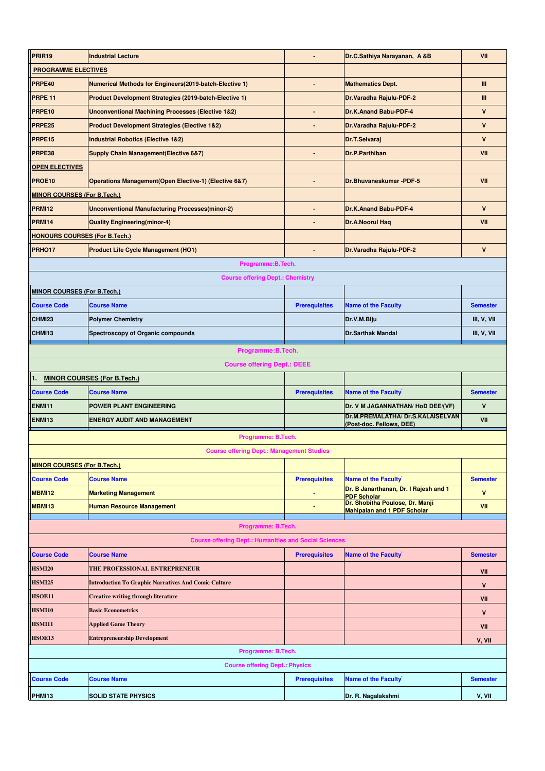| | | | | |
|---|---|---|---|---|
| PRIR19 | Industrial Lecture | - | Dr.C.Sathiya Narayanan, A &B | VII |
| **PROGRAMME ELECTIVES** | | | | |
| PRPE40 | Numerical Methods for Engineers(2019-batch-Elective 1) | - | Mathematics Dept. | III |
| PRPE 11 | Product Development Strategies (2019-batch-Elective 1) | | Dr.Varadha Rajulu-PDF-2 | III |
| PRPE10 | Unconventional Machining Processes (Elective 1&2) | - | Dr.K.Anand Babu-PDF-4 | V |
| PRPE25 | Product Development Strategies (Elective 1&2) | - | Dr.Varadha Rajulu-PDF-2 | V |
| PRPE15 | Industrial Robotics (Elective 1&2) | | Dr.T.Selvaraj | V |
| PRPE38 | Supply Chain Management(Elective 6&7) | - | Dr.P.Parthiban | VII |
| **OPEN ELECTIVES** | | | | |
| PROE10 | Operations Management(Open Elective-1) (Elective 6&7) | - | Dr.Bhuvaneskumar -PDF-5 | VII |
| **MINOR COURSES (For B.Tech.)** | | | | |
| PRMI12 | Unconventional Manufacturing Processes(minor-2) | - | Dr.K.Anand Babu-PDF-4 | V |
| PRMI14 | Quality Engineering(minor-4) | - | Dr.A.Noorul Haq | VII |
| **HONOURS COURSES (For B.Tech.)** | | | | |
| PRHO17 | Product Life Cycle Management (HO1) | - | Dr.Varadha Rajulu-PDF-2 | V |

**Programme:B.Tech.**

**Course offering Dept.: Chemistry**

**MINOR COURSES (For B.Tech.)**

| Course Code | Course Name | Prerequisites | Name of the Faculty | Semester |
|---|---|---|---|---|
| CHMI23 | Polymer Chemistry | | Dr.V.M.Biju | III, V, VII |
| CHMI13 | Spectroscopy of Organic compounds | | Dr.Sarthak Mandal | III, V, VII |

**Programme:B.Tech.**

**Course offering Dept.: DEEE**

**1. MINOR COURSES (For B.Tech.)**

| Course Code | Course Name | Prerequisites | Name of the Faculty | Semester |
|---|---|---|---|---|
| ENMI11 | POWER PLANT ENGINEERING | | Dr. V M JAGANNATHAN/ HoD DEE/(VF) | V |
| ENMI13 | ENERGY AUDIT AND MANAGEMENT | | Dr.M.PREMALATHA/ Dr.S.KALAISELVAN (Post-doc. Fellows, DEE) | VII |

**Programme: B.Tech.**

**Course offering Dept.: Management Studies**

**MINOR COURSES (For B.Tech.)**

| Course Code | Course Name | Prerequisites | Name of the Faculty | Semester |
|---|---|---|---|---|
| MBMI12 | Marketing Management | - | Dr. B Janarthanan, Dr. I Rajesh and 1 PDF Scholar | V |
| MBMI13 | Human Resource Management | - | Dr. Shobitha Poulose, Dr. Manji Mahipalan and 1 PDF Scholar | VII |

**Programme: B.Tech.**

**Course offering Dept.: Humanities and Social Sciences**

| Course Code | Course Name | Prerequisites | Name of the Faculty | Semester |
|---|---|---|---|---|
| HSMI20 | THE PROFESSIONAL ENTREPRENEUR | | | VII |
| HSMI25 | Introduction To Graphic Narratives And Comic Culture | | | V |
| HSOE11 | Creative writing through literature | | | VII |
| HSMI10 | Basic Econometrics | | | V |
| HSMI11 | Applied Game Theory | | | VII |
| HSOE13 | Entrepreneurship Development | | | V, VII |

**Programme: B.Tech.**

**Course offering Dept.: Physics**

| Course Code | Course Name | Prerequisites | Name of the Faculty | Semester |
|---|---|---|---|---|
| PHMI13 | SOLID STATE PHYSICS | | Dr. R. Nagalakshmi | V, VII |